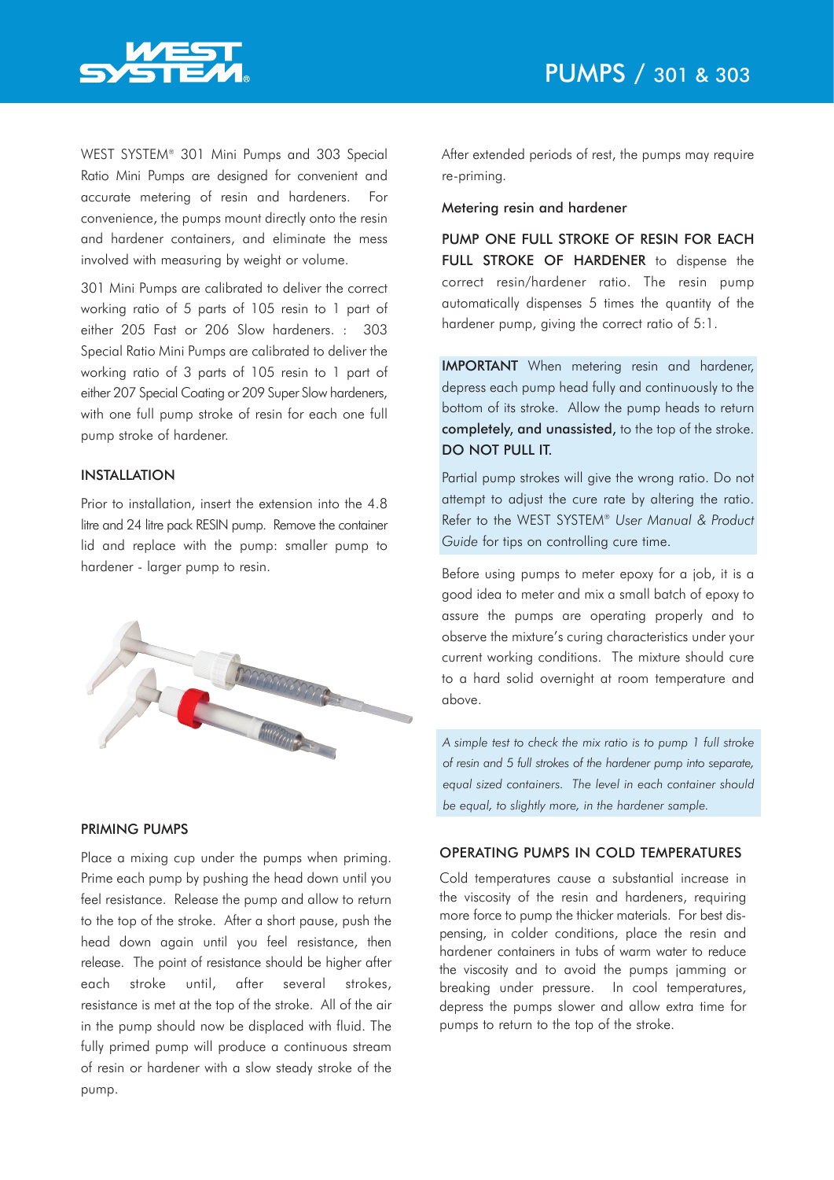# PUMPS / 301 & 303

WEST SYSTEM® 301 Mini Pumps and 303 Special Ratio Mini Pumps are designed for convenient and accurate metering of resin and hardeners. For convenience, the pumps mount directly onto the resin and hardener containers, and eliminate the mess involved with measuring by weight or volume.

301 Mini Pumps are calibrated to deliver the correct working ratio of 5 parts of 105 resin to 1 part of either 205 Fast or 206 Slow hardeners. : 303 Special Ratio Mini Pumps are calibrated to deliver the working ratio of 3 parts of 105 resin to 1 part of either 207 Special Coating or 209 Super Slow hardeners, with one full pump stroke of resin for each one full pump stroke of hardener.

## INSTALLATION

Prior to installation, insert the extension into the 4.8 litre and 24 litre pack RESIN pump. Remove the container lid and replace with the pump: smaller pump to hardener - larger pump to resin.

## PRIMING PUMPS

Place a mixing cup under the pumps when priming. Prime each pump by pushing the head down until you feel resistance. Release the pump and allow to return to the top of the stroke. After a short pause, push the head down again until you feel resistance, then release. The point of resistance should be higher after each stroke until, after several strokes, resistance is met at the top of the stroke. All of the air in the pump should now be displaced with fluid. The fully primed pump will produce a continuous stream of resin or hardener with a slow steady stroke of the pump.

After extended periods of rest, the pumps may require re-priming.

### Metering resin and hardener

**PUMP ONE FULL STROKE OF RESIN FOR EACH FULL STROKE OF HARDENER** to dispense the correct resin/hardener ratio. The resin pump automatically dispenses 5 times the quantity of the hardener pump, giving the correct ratio of 5:1.

**IMPORTANT** When metering resin and hardener, depress each pump head fully and continuously to the bottom of its stroke. Allow the pump heads to return **completely, and unassisted,** to the top of the stroke. **DO NOT PULL IT.**

Partial pump strokes will give the wrong ratio. Do not attempt to adjust the cure rate by altering the ratio. Refer to the WEST SYSTEM® *User Manual & Product Guide* for tips on controlling cure time.

Before using pumps to meter epoxy for a job, it is a good idea to meter and mix a small batch of epoxy to assure the pumps are operating properly and to observe the mixture's curing characteristics under your current working conditions. The mixture should cure to a hard solid overnight at room temperature and above.

*A simple test to check the mix ratio is to pump 1 full stroke of resin and 5 full strokes of the hardener pump into separate, equal sized containers. The level in each container should be equal, to slightly more, in the hardener sample.*

## OPERATING PUMPS IN COLD TEMPERATURES

Cold temperatures cause a substantial increase in the viscosity of the resin and hardeners, requiring more force to pump the thicker materials. For best dispensing, in colder conditions, place the resin and hardener containers in tubs of warm water to reduce the viscosity and to avoid the pumps jamming or breaking under pressure. In cool temperatures, depress the pumps slower and allow extra time for pumps to return to the top of the stroke.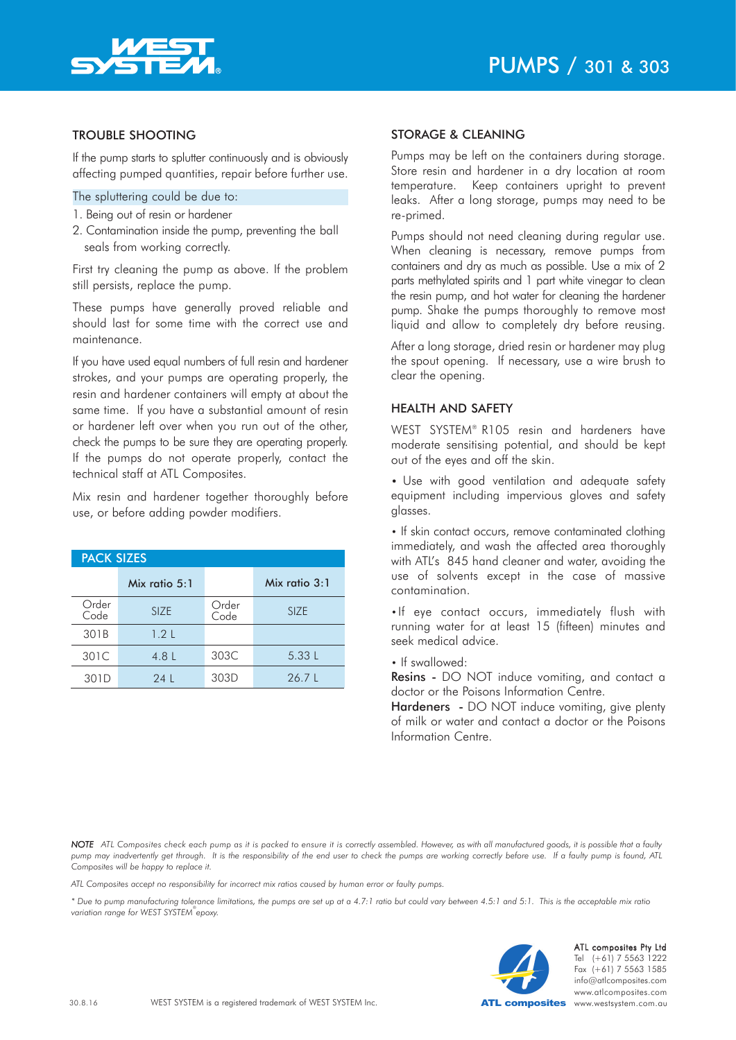# PUMPS / 301 & 303

## TROUBLE SHOOTING

If the pump starts to splutter continuously and is obviously affecting pumped quantities, repair before further use.

The spluttering could be due to:

1. Being out of resin or hardener
2. Contamination inside the pump, preventing the ball seals from working correctly.

First try cleaning the pump as above. If the problem still persists, replace the pump.

These pumps have generally proved reliable and should last for some time with the correct use and maintenance.

If you have used equal numbers of full resin and hardener strokes, and your pumps are operating properly, the resin and hardener containers will empty at about the same time. If you have a substantial amount of resin or hardener left over when you run out of the other, check the pumps to be sure they are operating properly. If the pumps do not operate properly, contact the technical staff at ATL Composites.

Mix resin and hardener together thoroughly before use, or before adding powder modifiers.

| PACK SIZES | | | |
|---|---|---|---|
| | Mix ratio 5:1 | | Mix ratio 3:1 |
| Order Code | SIZE | Order Code | SIZE |
| 301B | 1.2 L | | |
| 301C | 4.8 L | 303C | 5.33 L |
| 301D | 24 L | 303D | 26.7 L |

## STORAGE & CLEANING

Pumps may be left on the containers during storage. Store resin and hardener in a dry location at room temperature. Keep containers upright to prevent leaks. After a long storage, pumps may need to be re-primed.

Pumps should not need cleaning during regular use. When cleaning is necessary, remove pumps from containers and dry as much as possible. Use a mix of 2 parts methylated spirits and 1 part white vinegar to clean the resin pump, and hot water for cleaning the hardener pump. Shake the pumps thoroughly to remove most liquid and allow to completely dry before reusing.

After a long storage, dried resin or hardener may plug the spout opening. If necessary, use a wire brush to clear the opening.

## HEALTH AND SAFETY

WEST SYSTEM® R105 resin and hardeners have moderate sensitising potential, and should be kept out of the eyes and off the skin.

- Use with good ventilation and adequate safety equipment including impervious gloves and safety glasses.
- If skin contact occurs, remove contaminated clothing immediately, and wash the affected area thoroughly with ATL's 845 hand cleaner and water, avoiding the use of solvents except in the case of massive contamination.
- If eye contact occurs, immediately flush with running water for at least 15 (fifteen) minutes and seek medical advice.
- If swallowed:

**Resins** - DO NOT induce vomiting, and contact a doctor or the Poisons Information Centre.

**Hardeners** - DO NOT induce vomiting, give plenty of milk or water and contact a doctor or the Poisons Information Centre.

*NOTE ATL Composites check each pump as it is packed to ensure it is correctly assembled. However, as with all manufactured goods, it is possible that a faulty pump may inadvertently get through. It is the responsibility of the end user to check the pumps are working correctly before use. If a faulty pump is found, ATL Composites will be happy to replace it.*

*ATL Composites accept no responsibility for incorrect mix ratios caused by human error or faulty pumps.*

*\* Due to pump manufacturing tolerance limitations, the pumps are set up at a 4.7:1 ratio but could vary between 4.5:1 and 5:1. This is the acceptable mix ratio variation range for WEST SYSTEM® epoxy.*

ATL composites Pty Ltd
Tel (+61) 7 5563 1222
Fax (+61) 7 5563 1585
info@atlcomposites.com
www.atlcomposites.com
www.westsystem.com.au

30.8.16

WEST SYSTEM is a registered trademark of WEST SYSTEM Inc.